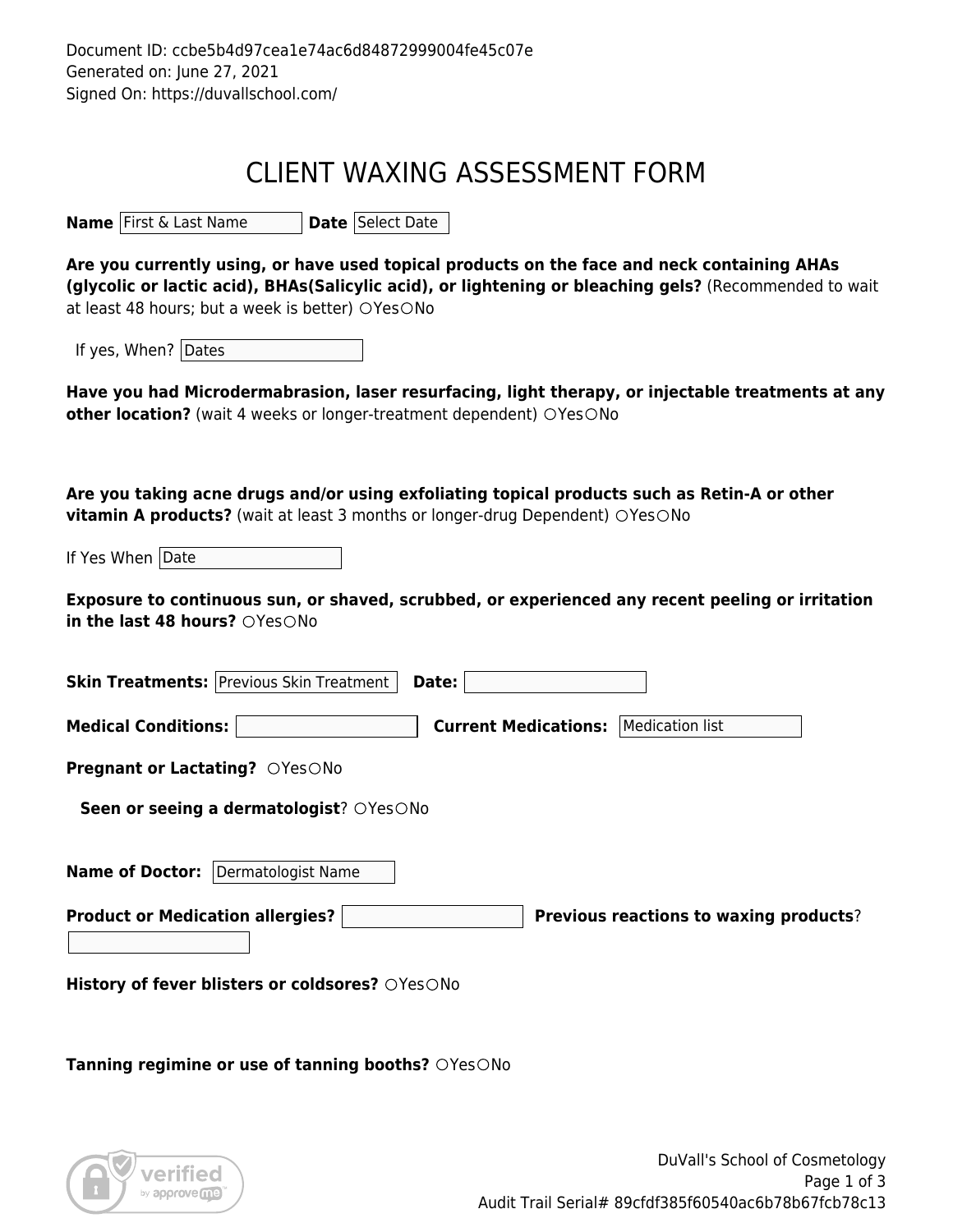Document ID: ccbe5b4d97cea1e74ac6d84872999004fe45c07e
Generated on: June 27, 2021
Signed On: https://duvallschool.com/

# CLIENT WAXING ASSESSMENT FORM

**Name** First & Last Name **Date** Select Date

**Are you currently using, or have used topical products on the face and neck containing AHAs (glycolic or lactic acid), BHAs(Salicylic acid), or lightening or bleaching gels?** (Recommended to wait at least 48 hours; but a week is better) ○Yes○No

If yes, When? Dates

**Have you had Microdermabrasion, laser resurfacing, light therapy, or injectable treatments at any other location?** (wait 4 weeks or longer-treatment dependent) ○Yes○No

**Are you taking acne drugs and/or using exfoliating topical products such as Retin-A or other vitamin A products?** (wait at least 3 months or longer-drug Dependent) ○Yes○No

If Yes When Date

**Exposure to continuous sun, or shaved, scrubbed, or experienced any recent peeling or irritation in the last 48 hours?** ○Yes○No

**Skin Treatments:** Previous Skin Treatment **Date:**

**Medical Conditions:** **Current Medications:** Medication list

**Pregnant or Lactating?** ○Yes○No

**Seen or seeing a dermatologist**? ○Yes○No

**Name of Doctor:** Dermatologist Name

**Product or Medication allergies?** **Previous reactions to waxing products**?

**History of fever blisters or coldsores?** ○Yes○No

**Tanning regimine or use of tanning booths?** ○Yes○No

DuVall's School of Cosmetology
Audit Trail Serial# 89cfdf385f60540ac6b78b67fcb78c13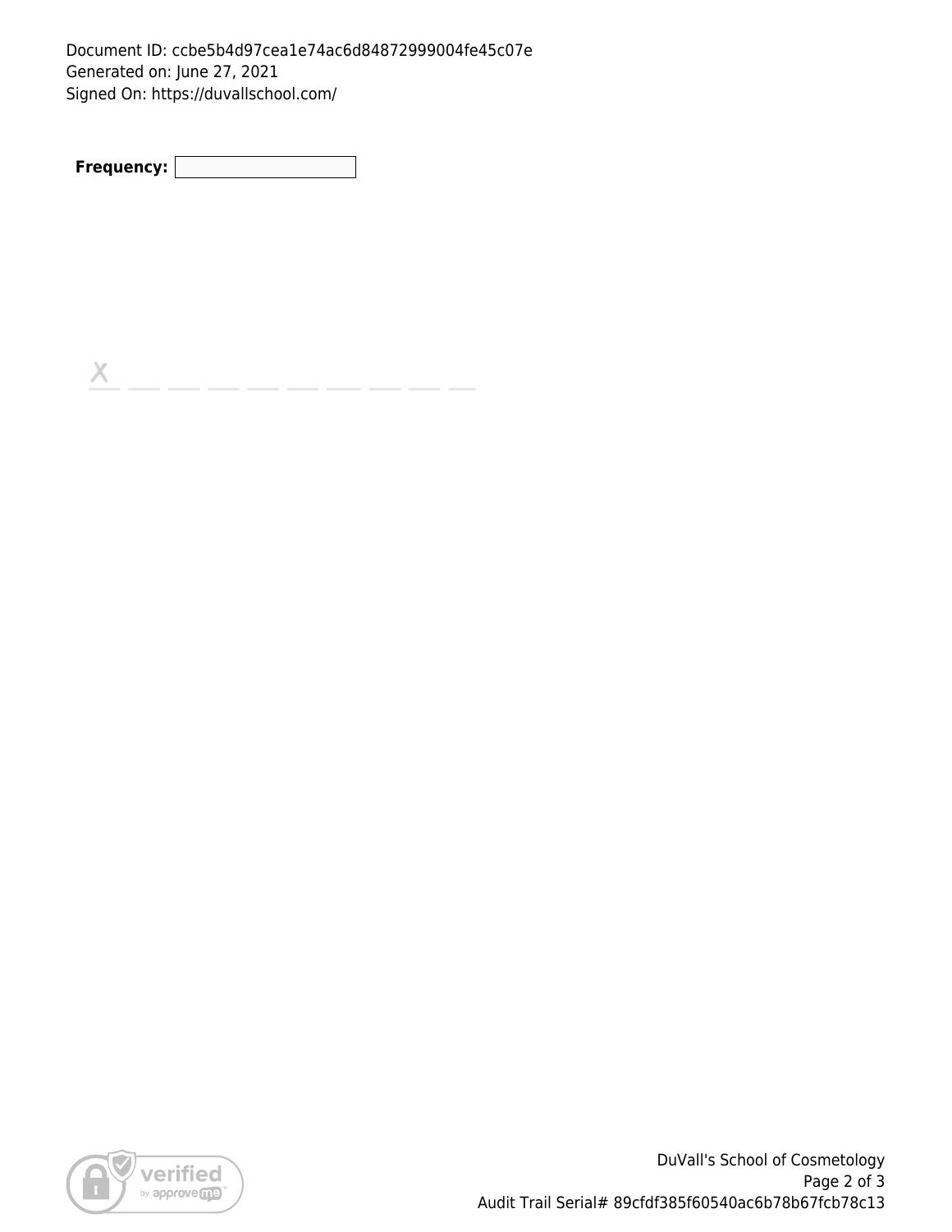Document ID: ccbe5b4d97cea1e74ac6d84872999004fe45c07e
Generated on: June 27, 2021
Signed On: https://duvallschool.com/

**Frequency:** ____________

X _______________________

DuVall's School of Cosmetology

Audit Trail Serial# 89cfdf385f60540ac6b78b67fcb78c13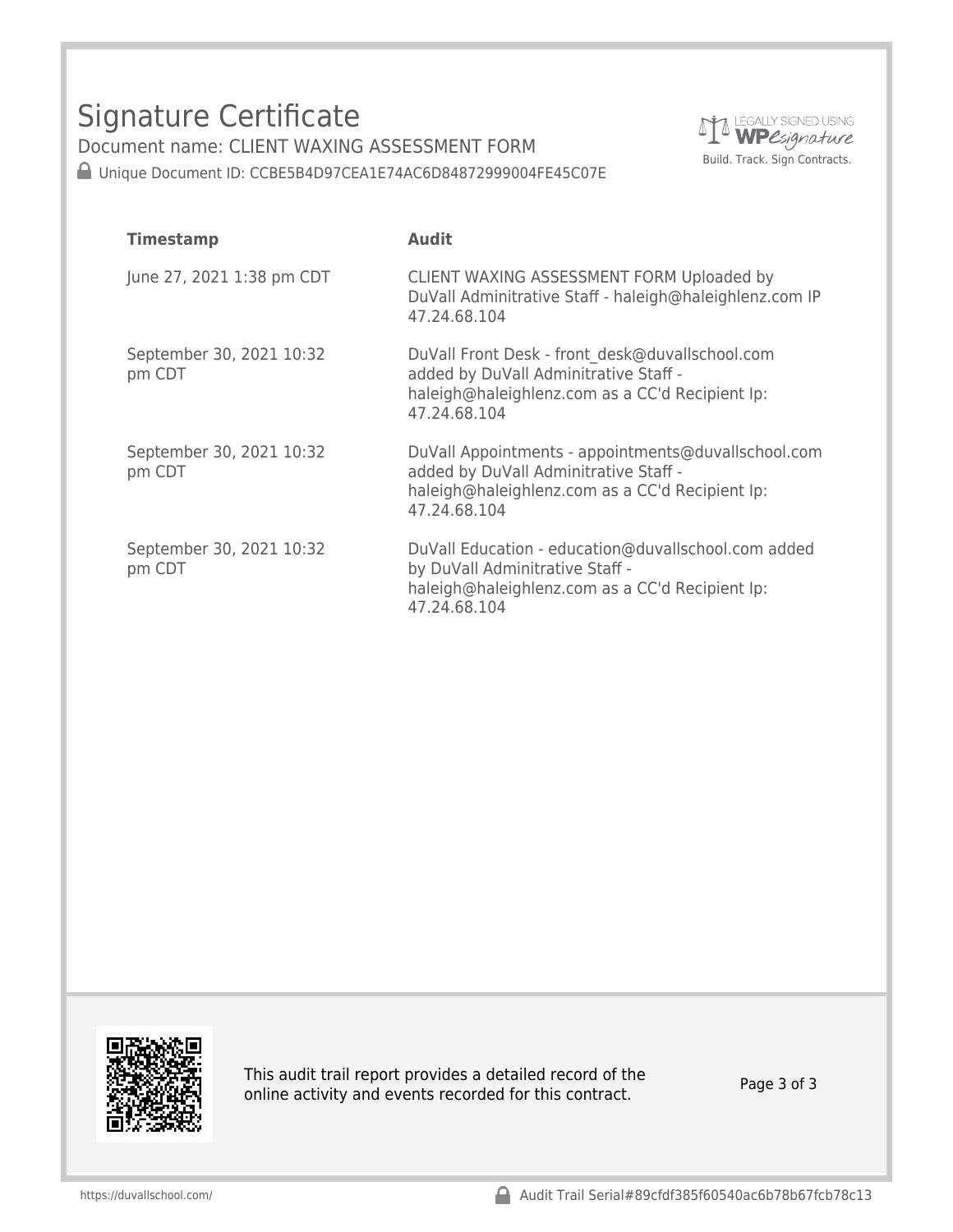# Signature Certificate

Document name: CLIENT WAXING ASSESSMENT FORM

Unique Document ID: CCBE5B4D97CEA1E74AC6D84872999004FE45C07E

LEGALLY SIGNED USING WPeSignature
Build. Track. Sign Contracts.

| Timestamp | Audit |
| --- | --- |
| June 27, 2021 1:38 pm CDT | CLIENT WAXING ASSESSMENT FORM Uploaded by DuVall Adminitrative Staff - haleigh@haleighlenz.com IP 47.24.68.104 |
| September 30, 2021 10:32 pm CDT | DuVall Front Desk - front_desk@duvallschool.com added by DuVall Adminitrative Staff - haleigh@haleighlenz.com as a CC'd Recipient Ip: 47.24.68.104 |
| September 30, 2021 10:32 pm CDT | DuVall Appointments - appointments@duvallschool.com added by DuVall Adminitrative Staff - haleigh@haleighlenz.com as a CC'd Recipient Ip: 47.24.68.104 |
| September 30, 2021 10:32 pm CDT | DuVall Education - education@duvallschool.com added by DuVall Adminitrative Staff - haleigh@haleighlenz.com as a CC'd Recipient Ip: 47.24.68.104 |

This audit trail report provides a detailed record of the online activity and events recorded for this contract.

https://duvallschool.com/

Audit Trail Serial#89cfdf385f60540ac6b78b67fcb78c13